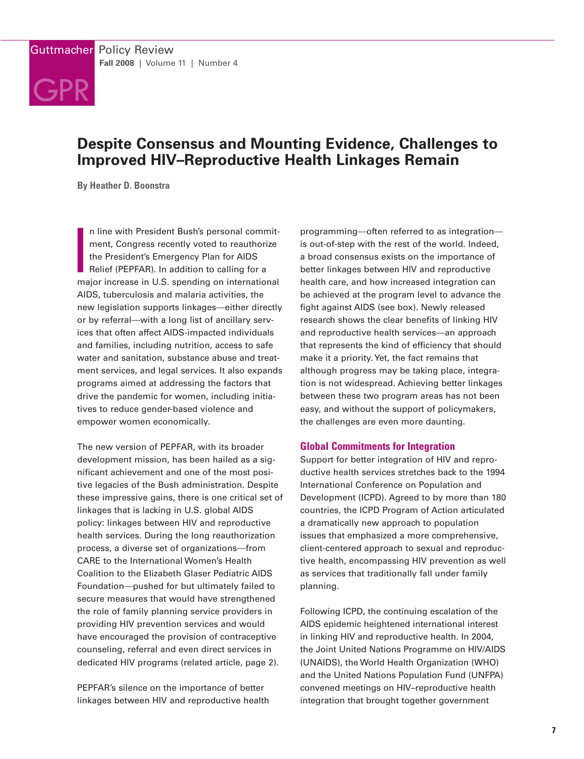# Despite Consensus and Mounting Evidence, Challenges to Improved HIV–Reproductive Health Linkages Remain

**By Heather D. Boonstra**

In line with President Bush's personal commitment, Congress recently voted to reauthorize the President's Emergency Plan for AIDS Relief (PEPFAR). In addition to calling for a major increase in U.S. spending on international AIDS, tuberculosis and malaria activities, the new legislation supports linkages—either directly or by referral—with a long list of ancillary services that often affect AIDS-impacted individuals and families, including nutrition, access to safe water and sanitation, substance abuse and treatment services, and legal services. It also expands programs aimed at addressing the factors that drive the pandemic for women, including initiatives to reduce gender-based violence and empower women economically.

The new version of PEPFAR, with its broader development mission, has been hailed as a significant achievement and one of the most positive legacies of the Bush administration. Despite these impressive gains, there is one critical set of linkages that is lacking in U.S. global AIDS policy: linkages between HIV and reproductive health services. During the long reauthorization process, a diverse set of organizations—from CARE to the International Women's Health Coalition to the Elizabeth Glaser Pediatric AIDS Foundation—pushed for but ultimately failed to secure measures that would have strengthened the role of family planning service providers in providing HIV prevention services and would have encouraged the provision of contraceptive counseling, referral and even direct services in dedicated HIV programs (related article, page 2).

PEPFAR's silence on the importance of better linkages between HIV and reproductive health programming—often referred to as integration—is out-of-step with the rest of the world. Indeed, a broad consensus exists on the importance of better linkages between HIV and reproductive health care, and how increased integration can be achieved at the program level to advance the fight against AIDS (see box). Newly released research shows the clear benefits of linking HIV and reproductive health services—an approach that represents the kind of efficiency that should make it a priority. Yet, the fact remains that although progress may be taking place, integration is not widespread. Achieving better linkages between these two program areas has not been easy, and without the support of policymakers, the challenges are even more daunting.

## Global Commitments for Integration

Support for better integration of HIV and reproductive health services stretches back to the 1994 International Conference on Population and Development (ICPD). Agreed to by more than 180 countries, the ICPD Program of Action articulated a dramatically new approach to population issues that emphasized a more comprehensive, client-centered approach to sexual and reproductive health, encompassing HIV prevention as well as services that traditionally fall under family planning.

Following ICPD, the continuing escalation of the AIDS epidemic heightened international interest in linking HIV and reproductive health. In 2004, the Joint United Nations Programme on HIV/AIDS (UNAIDS), the World Health Organization (WHO) and the United Nations Population Fund (UNFPA) convened meetings on HIV–reproductive health integration that brought together government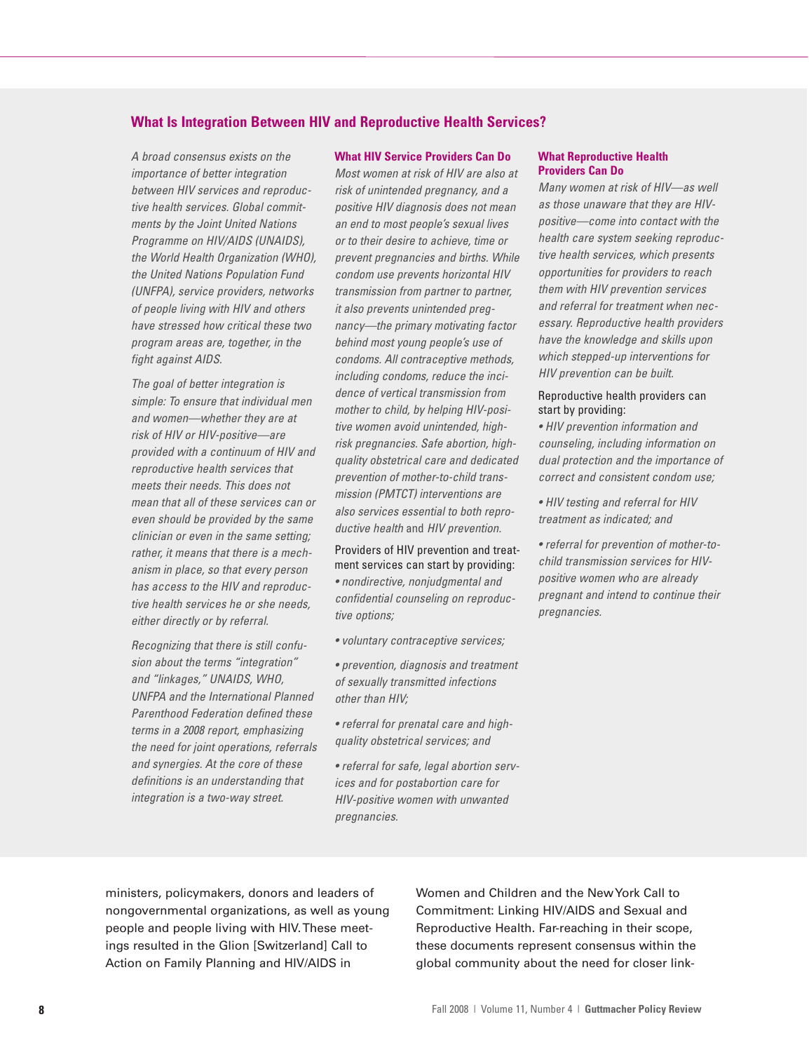## What Is Integration Between HIV and Reproductive Health Services?

*A broad consensus exists on the importance of better integration between HIV services and reproductive health services. Global commitments by the Joint United Nations Programme on HIV/AIDS (UNAIDS), the World Health Organization (WHO), the United Nations Population Fund (UNFPA), service providers, networks of people living with HIV and others have stressed how critical these two program areas are, together, in the fight against AIDS.*

*The goal of better integration is simple: To ensure that individual men and women—whether they are at risk of HIV or HIV-positive—are provided with a continuum of HIV and reproductive health services that meets their needs. This does not mean that all of these services can or even should be provided by the same clinician or even in the same setting; rather, it means that there is a mechanism in place, so that every person has access to the HIV and reproductive health services he or she needs, either directly or by referral.*

*Recognizing that there is still confusion about the terms "integration" and "linkages," UNAIDS, WHO, UNFPA and the International Planned Parenthood Federation defined these terms in a 2008 report, emphasizing the need for joint operations, referrals and synergies. At the core of these definitions is an understanding that integration is a two-way street.*

### What HIV Service Providers Can Do

*Most women at risk of HIV are also at risk of unintended pregnancy, and a positive HIV diagnosis does not mean an end to most people's sexual lives or to their desire to achieve, time or prevent pregnancies and births. While condom use prevents horizontal HIV transmission from partner to partner, it also prevents unintended pregnancy—the primary motivating factor behind most young people's use of condoms. All contraceptive methods, including condoms, reduce the incidence of vertical transmission from mother to child, by helping HIV-positive women avoid unintended, high-risk pregnancies. Safe abortion, high-quality obstetrical care and dedicated prevention of mother-to-child transmission (PMTCT) interventions are also services essential to both reproductive health* and *HIV prevention.*

Providers of HIV prevention and treatment services can start by providing:

- *nondirective, nonjudgmental and confidential counseling on reproductive options;*
- *voluntary contraceptive services;*
- *prevention, diagnosis and treatment of sexually transmitted infections other than HIV;*
- *referral for prenatal care and high-quality obstetrical services; and*
- *referral for safe, legal abortion services and for postabortion care for HIV-positive women with unwanted pregnancies.*

### What Reproductive Health Providers Can Do

*Many women at risk of HIV—as well as those unaware that they are HIV-positive—come into contact with the health care system seeking reproductive health services, which presents opportunities for providers to reach them with HIV prevention services and referral for treatment when necessary. Reproductive health providers have the knowledge and skills upon which stepped-up interventions for HIV prevention can be built.*

Reproductive health providers can start by providing:

- *HIV prevention information and counseling, including information on dual protection and the importance of correct and consistent condom use;*
- *HIV testing and referral for HIV treatment as indicated; and*
- *referral for prevention of mother-to-child transmission services for HIV-positive women who are already pregnant and intend to continue their pregnancies.*

ministers, policymakers, donors and leaders of nongovernmental organizations, as well as young people and people living with HIV. These meetings resulted in the Glion [Switzerland] Call to Action on Family Planning and HIV/AIDS in Women and Children and the New York Call to Commitment: Linking HIV/AIDS and Sexual and Reproductive Health. Far-reaching in their scope, these documents represent consensus within the global community about the need for closer link-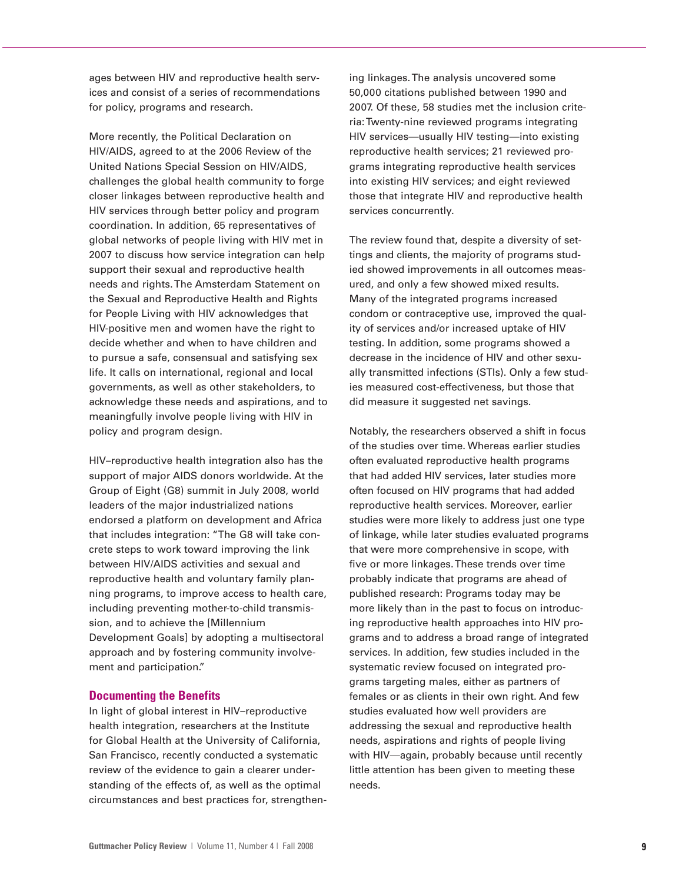ages between HIV and reproductive health services and consist of a series of recommendations for policy, programs and research.

More recently, the Political Declaration on HIV/AIDS, agreed to at the 2006 Review of the United Nations Special Session on HIV/AIDS, challenges the global health community to forge closer linkages between reproductive health and HIV services through better policy and program coordination. In addition, 65 representatives of global networks of people living with HIV met in 2007 to discuss how service integration can help support their sexual and reproductive health needs and rights. The Amsterdam Statement on the Sexual and Reproductive Health and Rights for People Living with HIV acknowledges that HIV-positive men and women have the right to decide whether and when to have children and to pursue a safe, consensual and satisfying sex life. It calls on international, regional and local governments, as well as other stakeholders, to acknowledge these needs and aspirations, and to meaningfully involve people living with HIV in policy and program design.

HIV–reproductive health integration also has the support of major AIDS donors worldwide. At the Group of Eight (G8) summit in July 2008, world leaders of the major industrialized nations endorsed a platform on development and Africa that includes integration: "The G8 will take concrete steps to work toward improving the link between HIV/AIDS activities and sexual and reproductive health and voluntary family planning programs, to improve access to health care, including preventing mother-to-child transmission, and to achieve the [Millennium Development Goals] by adopting a multisectoral approach and by fostering community involvement and participation."

## Documenting the Benefits

In light of global interest in HIV–reproductive health integration, researchers at the Institute for Global Health at the University of California, San Francisco, recently conducted a systematic review of the evidence to gain a clearer understanding of the effects of, as well as the optimal circumstances and best practices for, strengthening linkages. The analysis uncovered some 50,000 citations published between 1990 and 2007. Of these, 58 studies met the inclusion criteria: Twenty-nine reviewed programs integrating HIV services—usually HIV testing—into existing reproductive health services; 21 reviewed programs integrating reproductive health services into existing HIV services; and eight reviewed those that integrate HIV and reproductive health services concurrently.

The review found that, despite a diversity of settings and clients, the majority of programs studied showed improvements in all outcomes measured, and only a few showed mixed results. Many of the integrated programs increased condom or contraceptive use, improved the quality of services and/or increased uptake of HIV testing. In addition, some programs showed a decrease in the incidence of HIV and other sexually transmitted infections (STIs). Only a few studies measured cost-effectiveness, but those that did measure it suggested net savings.

Notably, the researchers observed a shift in focus of the studies over time. Whereas earlier studies often evaluated reproductive health programs that had added HIV services, later studies more often focused on HIV programs that had added reproductive health services. Moreover, earlier studies were more likely to address just one type of linkage, while later studies evaluated programs that were more comprehensive in scope, with five or more linkages. These trends over time probably indicate that programs are ahead of published research: Programs today may be more likely than in the past to focus on introducing reproductive health approaches into HIV programs and to address a broad range of integrated services. In addition, few studies included in the systematic review focused on integrated programs targeting males, either as partners of females or as clients in their own right. And few studies evaluated how well providers are addressing the sexual and reproductive health needs, aspirations and rights of people living with HIV—again, probably because until recently little attention has been given to meeting these needs.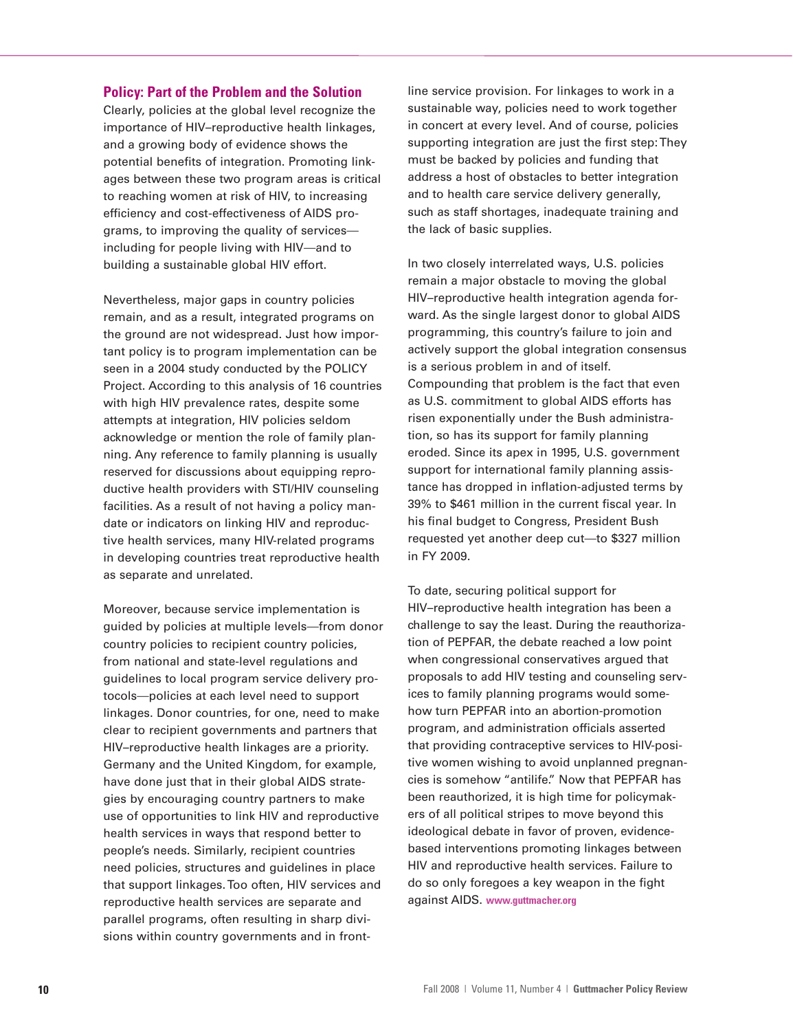## Policy: Part of the Problem and the Solution

Clearly, policies at the global level recognize the importance of HIV–reproductive health linkages, and a growing body of evidence shows the potential benefits of integration. Promoting linkages between these two program areas is critical to reaching women at risk of HIV, to increasing efficiency and cost-effectiveness of AIDS programs, to improving the quality of services—including for people living with HIV—and to building a sustainable global HIV effort.

Nevertheless, major gaps in country policies remain, and as a result, integrated programs on the ground are not widespread. Just how important policy is to program implementation can be seen in a 2004 study conducted by the POLICY Project. According to this analysis of 16 countries with high HIV prevalence rates, despite some attempts at integration, HIV policies seldom acknowledge or mention the role of family planning. Any reference to family planning is usually reserved for discussions about equipping reproductive health providers with STI/HIV counseling facilities. As a result of not having a policy mandate or indicators on linking HIV and reproductive health services, many HIV-related programs in developing countries treat reproductive health as separate and unrelated.

Moreover, because service implementation is guided by policies at multiple levels—from donor country policies to recipient country policies, from national and state-level regulations and guidelines to local program service delivery protocols—policies at each level need to support linkages. Donor countries, for one, need to make clear to recipient governments and partners that HIV–reproductive health linkages are a priority. Germany and the United Kingdom, for example, have done just that in their global AIDS strategies by encouraging country partners to make use of opportunities to link HIV and reproductive health services in ways that respond better to people's needs. Similarly, recipient countries need policies, structures and guidelines in place that support linkages. Too often, HIV services and reproductive health services are separate and parallel programs, often resulting in sharp divisions within country governments and in frontline service provision. For linkages to work in a sustainable way, policies need to work together in concert at every level. And of course, policies supporting integration are just the first step: They must be backed by policies and funding that address a host of obstacles to better integration and to health care service delivery generally, such as staff shortages, inadequate training and the lack of basic supplies.

In two closely interrelated ways, U.S. policies remain a major obstacle to moving the global HIV–reproductive health integration agenda forward. As the single largest donor to global AIDS programming, this country's failure to join and actively support the global integration consensus is a serious problem in and of itself. Compounding that problem is the fact that even as U.S. commitment to global AIDS efforts has risen exponentially under the Bush administration, so has its support for family planning eroded. Since its apex in 1995, U.S. government support for international family planning assistance has dropped in inflation-adjusted terms by 39% to $461 million in the current fiscal year. In his final budget to Congress, President Bush requested yet another deep cut—to $327 million in FY 2009.

To date, securing political support for HIV–reproductive health integration has been a challenge to say the least. During the reauthorization of PEPFAR, the debate reached a low point when congressional conservatives argued that proposals to add HIV testing and counseling services to family planning programs would somehow turn PEPFAR into an abortion-promotion program, and administration officials asserted that providing contraceptive services to HIV-positive women wishing to avoid unplanned pregnancies is somehow "antilife." Now that PEPFAR has been reauthorized, it is high time for policymakers of all political stripes to move beyond this ideological debate in favor of proven, evidence-based interventions promoting linkages between HIV and reproductive health services. Failure to do so only foregoes a key weapon in the fight against AIDS. **www.guttmacher.org**